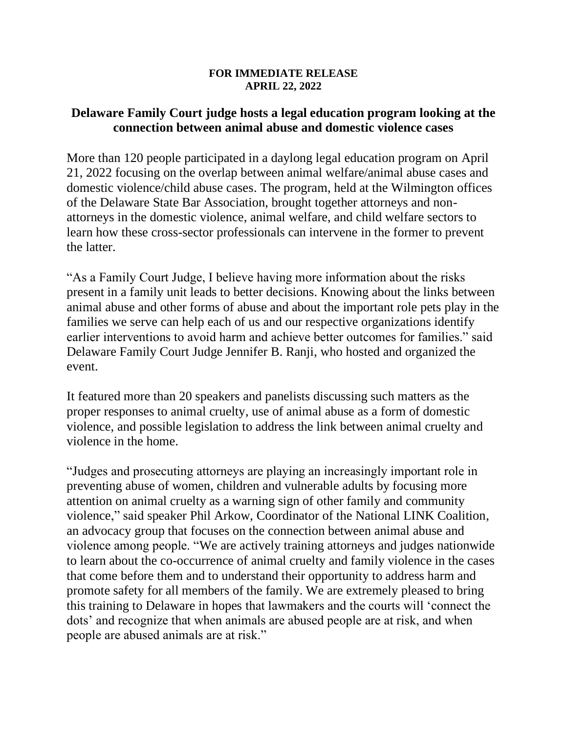**FOR IMMEDIATE RELEASE**
**APRIL 22, 2022**

# Delaware Family Court judge hosts a legal education program looking at the connection between animal abuse and domestic violence cases

More than 120 people participated in a daylong legal education program on April 21, 2022 focusing on the overlap between animal welfare/animal abuse cases and domestic violence/child abuse cases. The program, held at the Wilmington offices of the Delaware State Bar Association, brought together attorneys and non-attorneys in the domestic violence, animal welfare, and child welfare sectors to learn how these cross-sector professionals can intervene in the former to prevent the latter.

"As a Family Court Judge, I believe having more information about the risks present in a family unit leads to better decisions. Knowing about the links between animal abuse and other forms of abuse and about the important role pets play in the families we serve can help each of us and our respective organizations identify earlier interventions to avoid harm and achieve better outcomes for families." said Delaware Family Court Judge Jennifer B. Ranji, who hosted and organized the event.

It featured more than 20 speakers and panelists discussing such matters as the proper responses to animal cruelty, use of animal abuse as a form of domestic violence, and possible legislation to address the link between animal cruelty and violence in the home.

"Judges and prosecuting attorneys are playing an increasingly important role in preventing abuse of women, children and vulnerable adults by focusing more attention on animal cruelty as a warning sign of other family and community violence," said speaker Phil Arkow, Coordinator of the National LINK Coalition, an advocacy group that focuses on the connection between animal abuse and violence among people. "We are actively training attorneys and judges nationwide to learn about the co-occurrence of animal cruelty and family violence in the cases that come before them and to understand their opportunity to address harm and promote safety for all members of the family. We are extremely pleased to bring this training to Delaware in hopes that lawmakers and the courts will 'connect the dots' and recognize that when animals are abused people are at risk, and when people are abused animals are at risk."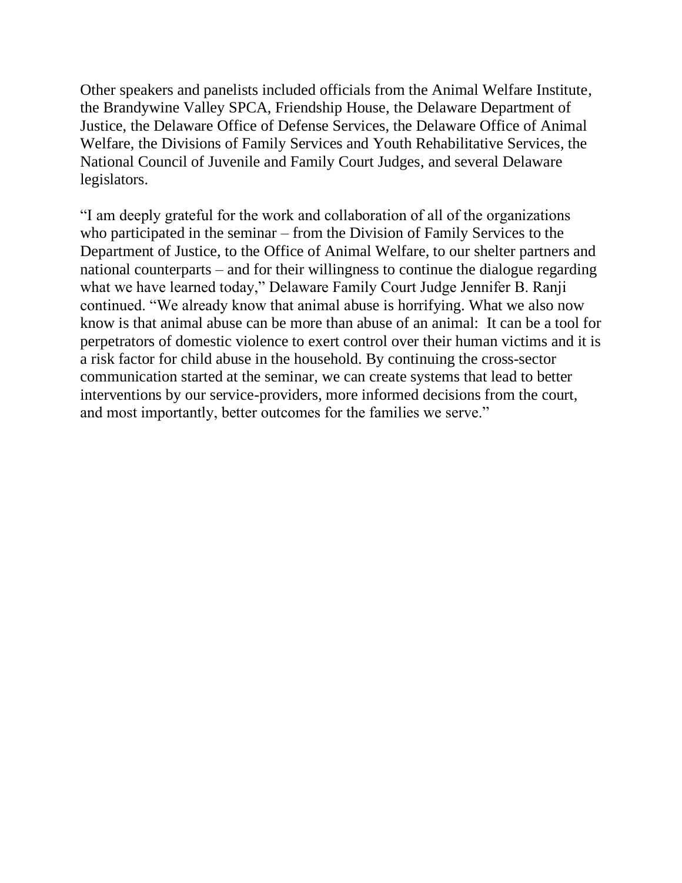Other speakers and panelists included officials from the Animal Welfare Institute, the Brandywine Valley SPCA, Friendship House, the Delaware Department of Justice, the Delaware Office of Defense Services, the Delaware Office of Animal Welfare, the Divisions of Family Services and Youth Rehabilitative Services, the National Council of Juvenile and Family Court Judges, and several Delaware legislators.

"I am deeply grateful for the work and collaboration of all of the organizations who participated in the seminar – from the Division of Family Services to the Department of Justice, to the Office of Animal Welfare, to our shelter partners and national counterparts – and for their willingness to continue the dialogue regarding what we have learned today," Delaware Family Court Judge Jennifer B. Ranji continued. "We already know that animal abuse is horrifying. What we also now know is that animal abuse can be more than abuse of an animal: It can be a tool for perpetrators of domestic violence to exert control over their human victims and it is a risk factor for child abuse in the household. By continuing the cross-sector communication started at the seminar, we can create systems that lead to better interventions by our service-providers, more informed decisions from the court, and most importantly, better outcomes for the families we serve."